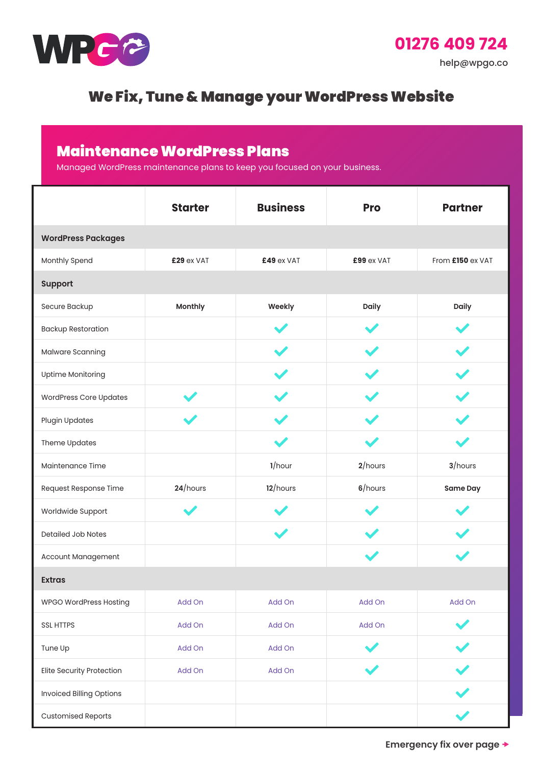WPGO

01276 409 724

help@wpgo.co

# We Fix, Tune & Manage your WordPress Website

## Maintenance WordPress Plans

Managed WordPress maintenance plans to keep you focused on your business.

| | Starter | Business | Pro | Partner |
|---|---|---|---|---|
| **WordPress Packages** | | | | |
| Monthly Spend | **£29** ex VAT | **£49** ex VAT | **£99** ex VAT | From **£150** ex VAT |
| **Support** | | | | |
| Secure Backup | **Monthly** | **Weekly** | **Daily** | **Daily** |
| Backup Restoration | | ✓ | ✓ | ✓ |
| Malware Scanning | | ✓ | ✓ | ✓ |
| Uptime Monitoring | | ✓ | ✓ | ✓ |
| WordPress Core Updates | ✓ | ✓ | ✓ | ✓ |
| Plugin Updates | ✓ | ✓ | ✓ | ✓ |
| Theme Updates | | ✓ | ✓ | ✓ |
| Maintenance Time | | **1**/hour | **2**/hours | **3**/hours |
| Request Response Time | **24**/hours | **12**/hours | **6**/hours | **Same Day** |
| Worldwide Support | ✓ | ✓ | ✓ | ✓ |
| Detailed Job Notes | | ✓ | ✓ | ✓ |
| Account Management | | | ✓ | ✓ |
| **Extras** | | | | |
| WPGO WordPress Hosting | Add On | Add On | Add On | Add On |
| SSL HTTPS | Add On | Add On | Add On | ✓ |
| Tune Up | Add On | Add On | ✓ | ✓ |
| Elite Security Protection | Add On | Add On | ✓ | ✓ |
| Invoiced Billing Options | | | | ✓ |
| Customised Reports | | | | ✓ |

**Emergency fix over page →**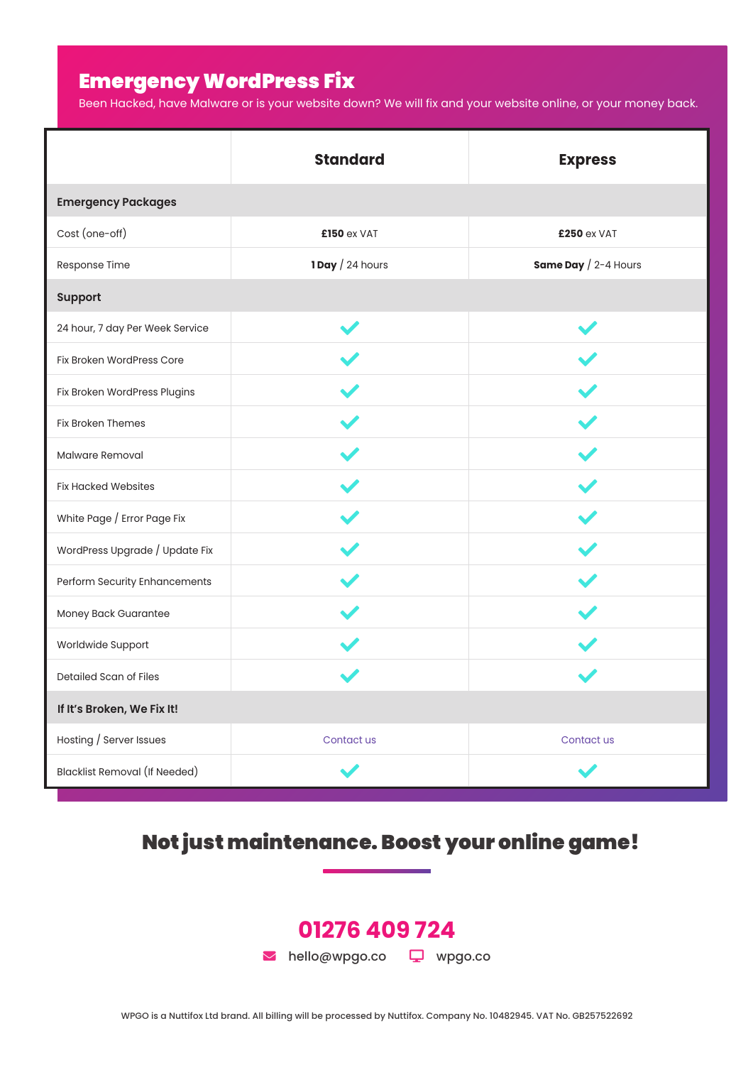# Emergency WordPress Fix

Been Hacked, have Malware or is your website down? We will fix and your website online, or your money back.

| | Standard | Express |
|---|---|---|
| **Emergency Packages** | | |
| Cost (one-off) | **£150** ex VAT | **£250** ex VAT |
| Response Time | **1 Day** / 24 hours | **Same Day** / 2-4 Hours |
| **Support** | | |
| 24 hour, 7 day Per Week Service | ✓ | ✓ |
| Fix Broken WordPress Core | ✓ | ✓ |
| Fix Broken WordPress Plugins | ✓ | ✓ |
| Fix Broken Themes | ✓ | ✓ |
| Malware Removal | ✓ | ✓ |
| Fix Hacked Websites | ✓ | ✓ |
| White Page / Error Page Fix | ✓ | ✓ |
| WordPress Upgrade / Update Fix | ✓ | ✓ |
| Perform Security Enhancements | ✓ | ✓ |
| Money Back Guarantee | ✓ | ✓ |
| Worldwide Support | ✓ | ✓ |
| Detailed Scan of Files | ✓ | ✓ |
| **If It's Broken, We Fix It!** | | |
| Hosting / Server Issues | Contact us | Contact us |
| Blacklist Removal (If Needed) | ✓ | ✓ |

## Not just maintenance. Boost your online game!

**01276 409 724**

hello@wpgo.co    wpgo.co

WPGO is a Nuttifox Ltd brand. All billing will be processed by Nuttifox. Company No. 10482945. VAT No. GB257522692